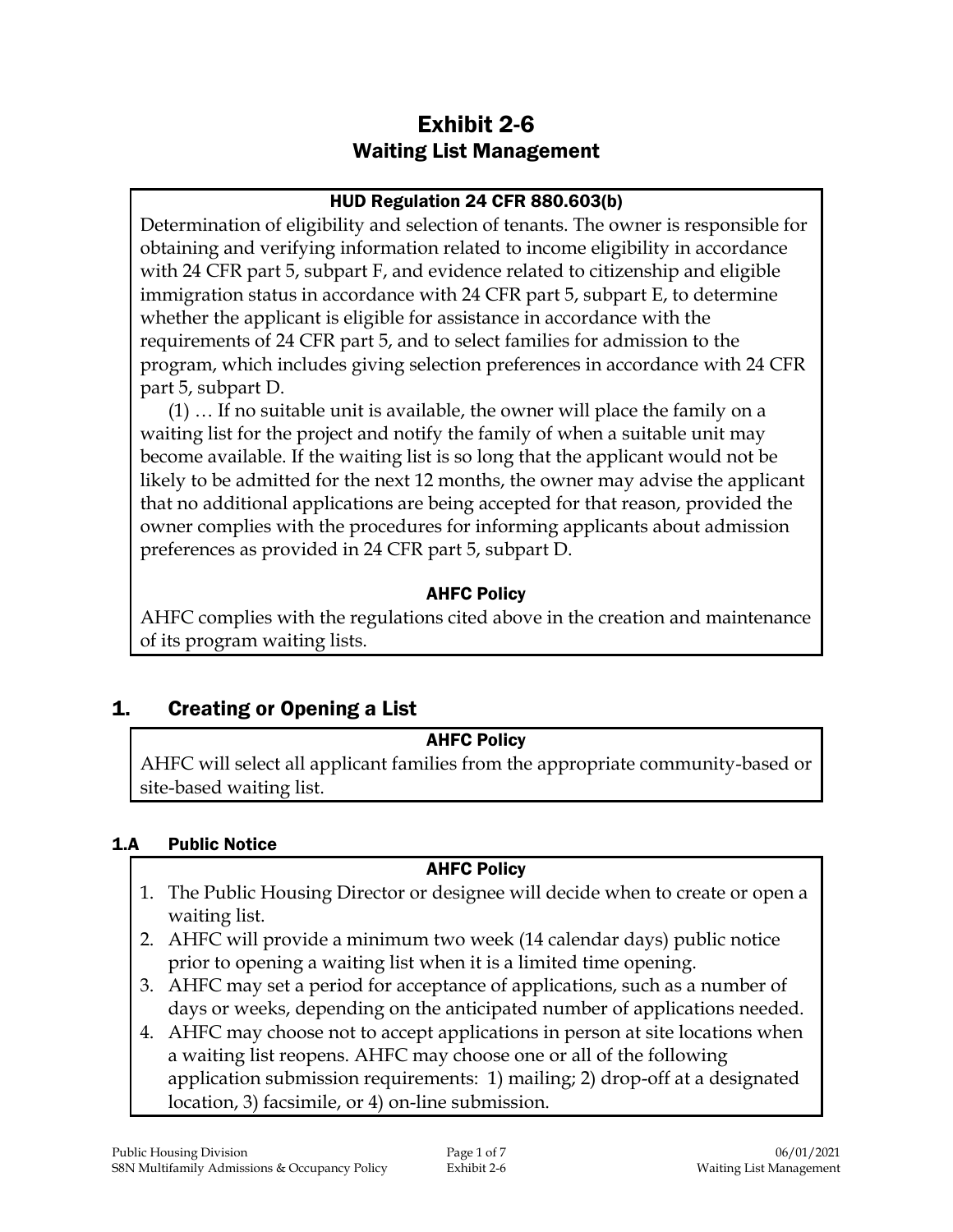# Exhibit 2-6
## Waiting List Management

**HUD Regulation 24 CFR 880.603(b)**

Determination of eligibility and selection of tenants. The owner is responsible for obtaining and verifying information related to income eligibility in accordance with 24 CFR part 5, subpart F, and evidence related to citizenship and eligible immigration status in accordance with 24 CFR part 5, subpart E, to determine whether the applicant is eligible for assistance in accordance with the requirements of 24 CFR part 5, and to select families for admission to the program, which includes giving selection preferences in accordance with 24 CFR part 5, subpart D.

(1) … If no suitable unit is available, the owner will place the family on a waiting list for the project and notify the family of when a suitable unit may become available. If the waiting list is so long that the applicant would not be likely to be admitted for the next 12 months, the owner may advise the applicant that no additional applications are being accepted for that reason, provided the owner complies with the procedures for informing applicants about admission preferences as provided in 24 CFR part 5, subpart D.

**AHFC Policy**

AHFC complies with the regulations cited above in the creation and maintenance of its program waiting lists.

## 1. Creating or Opening a List

**AHFC Policy**

AHFC will select all applicant families from the appropriate community-based or site-based waiting list.

### 1.A Public Notice

**AHFC Policy**

1. The Public Housing Director or designee will decide when to create or open a waiting list.
2. AHFC will provide a minimum two week (14 calendar days) public notice prior to opening a waiting list when it is a limited time opening.
3. AHFC may set a period for acceptance of applications, such as a number of days or weeks, depending on the anticipated number of applications needed.
4. AHFC may choose not to accept applications in person at site locations when a waiting list reopens. AHFC may choose one or all of the following application submission requirements: 1) mailing; 2) drop-off at a designated location, 3) facsimile, or 4) on-line submission.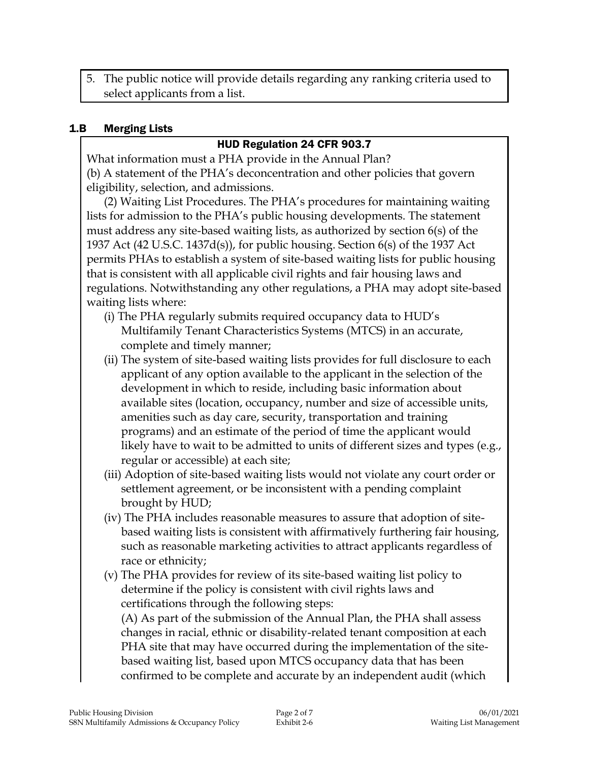5. The public notice will provide details regarding any ranking criteria used to select applicants from a list.

### 1.B Merging Lists

**HUD Regulation 24 CFR 903.7**

What information must a PHA provide in the Annual Plan?

(b) A statement of the PHA's deconcentration and other policies that govern eligibility, selection, and admissions.

(2) Waiting List Procedures. The PHA's procedures for maintaining waiting lists for admission to the PHA's public housing developments. The statement must address any site-based waiting lists, as authorized by section 6(s) of the 1937 Act (42 U.S.C. 1437d(s)), for public housing. Section 6(s) of the 1937 Act permits PHAs to establish a system of site-based waiting lists for public housing that is consistent with all applicable civil rights and fair housing laws and regulations. Notwithstanding any other regulations, a PHA may adopt site-based waiting lists where:

(i) The PHA regularly submits required occupancy data to HUD's Multifamily Tenant Characteristics Systems (MTCS) in an accurate, complete and timely manner;

(ii) The system of site-based waiting lists provides for full disclosure to each applicant of any option available to the applicant in the selection of the development in which to reside, including basic information about available sites (location, occupancy, number and size of accessible units, amenities such as day care, security, transportation and training programs) and an estimate of the period of time the applicant would likely have to wait to be admitted to units of different sizes and types (e.g., regular or accessible) at each site;

(iii) Adoption of site-based waiting lists would not violate any court order or settlement agreement, or be inconsistent with a pending complaint brought by HUD;

(iv) The PHA includes reasonable measures to assure that adoption of site-based waiting lists is consistent with affirmatively furthering fair housing, such as reasonable marketing activities to attract applicants regardless of race or ethnicity;

(v) The PHA provides for review of its site-based waiting list policy to determine if the policy is consistent with civil rights laws and certifications through the following steps:

(A) As part of the submission of the Annual Plan, the PHA shall assess changes in racial, ethnic or disability-related tenant composition at each PHA site that may have occurred during the implementation of the site-based waiting list, based upon MTCS occupancy data that has been confirmed to be complete and accurate by an independent audit (which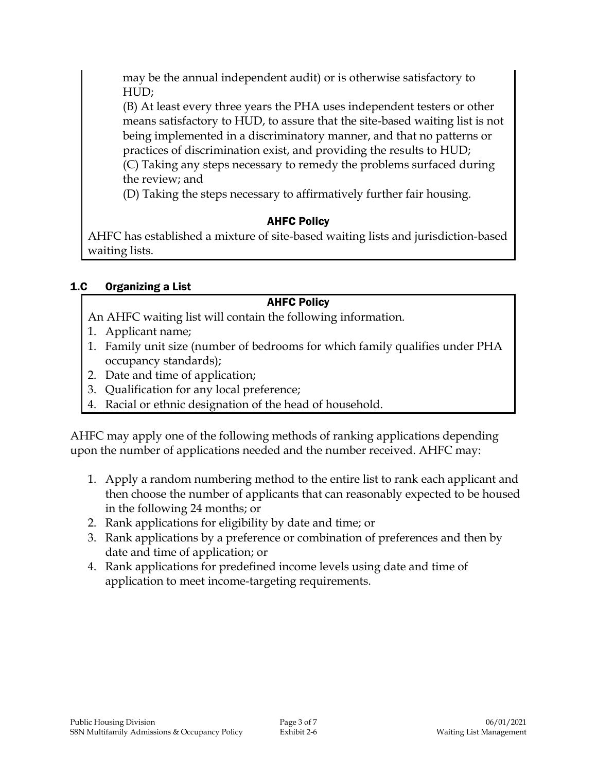may be the annual independent audit) or is otherwise satisfactory to HUD;

(B) At least every three years the PHA uses independent testers or other means satisfactory to HUD, to assure that the site-based waiting list is not being implemented in a discriminatory manner, and that no patterns or practices of discrimination exist, and providing the results to HUD;

(C) Taking any steps necessary to remedy the problems surfaced during the review; and

(D) Taking the steps necessary to affirmatively further fair housing.

**AHFC Policy**

AHFC has established a mixture of site-based waiting lists and jurisdiction-based waiting lists.

### 1.C Organizing a List

**AHFC Policy**

An AHFC waiting list will contain the following information.

1. Applicant name;
1. Family unit size (number of bedrooms for which family qualifies under PHA occupancy standards);
2. Date and time of application;
3. Qualification for any local preference;
4. Racial or ethnic designation of the head of household.

AHFC may apply one of the following methods of ranking applications depending upon the number of applications needed and the number received. AHFC may:

1. Apply a random numbering method to the entire list to rank each applicant and then choose the number of applicants that can reasonably expected to be housed in the following 24 months; or
2. Rank applications for eligibility by date and time; or
3. Rank applications by a preference or combination of preferences and then by date and time of application; or
4. Rank applications for predefined income levels using date and time of application to meet income-targeting requirements.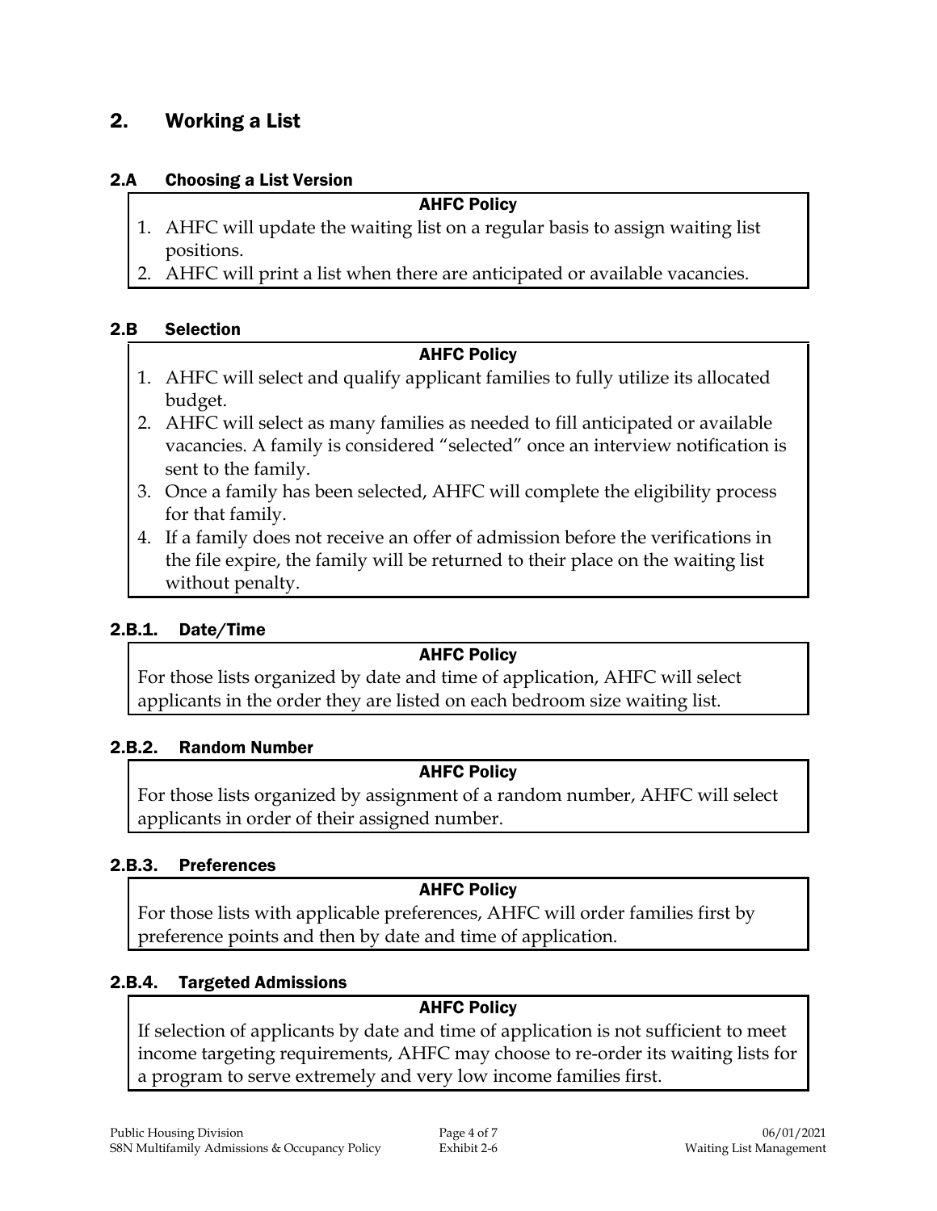## 2. Working a List

### 2.A Choosing a List Version

**AHFC Policy**

1. AHFC will update the waiting list on a regular basis to assign waiting list positions.
2. AHFC will print a list when there are anticipated or available vacancies.

### 2.B Selection

**AHFC Policy**

1. AHFC will select and qualify applicant families to fully utilize its allocated budget.
2. AHFC will select as many families as needed to fill anticipated or available vacancies. A family is considered "selected" once an interview notification is sent to the family.
3. Once a family has been selected, AHFC will complete the eligibility process for that family.
4. If a family does not receive an offer of admission before the verifications in the file expire, the family will be returned to their place on the waiting list without penalty.

#### 2.B.1. Date/Time

**AHFC Policy**

For those lists organized by date and time of application, AHFC will select applicants in the order they are listed on each bedroom size waiting list.

#### 2.B.2. Random Number

**AHFC Policy**

For those lists organized by assignment of a random number, AHFC will select applicants in order of their assigned number.

#### 2.B.3. Preferences

**AHFC Policy**

For those lists with applicable preferences, AHFC will order families first by preference points and then by date and time of application.

#### 2.B.4. Targeted Admissions

**AHFC Policy**

If selection of applicants by date and time of application is not sufficient to meet income targeting requirements, AHFC may choose to re-order its waiting lists for a program to serve extremely and very low income families first.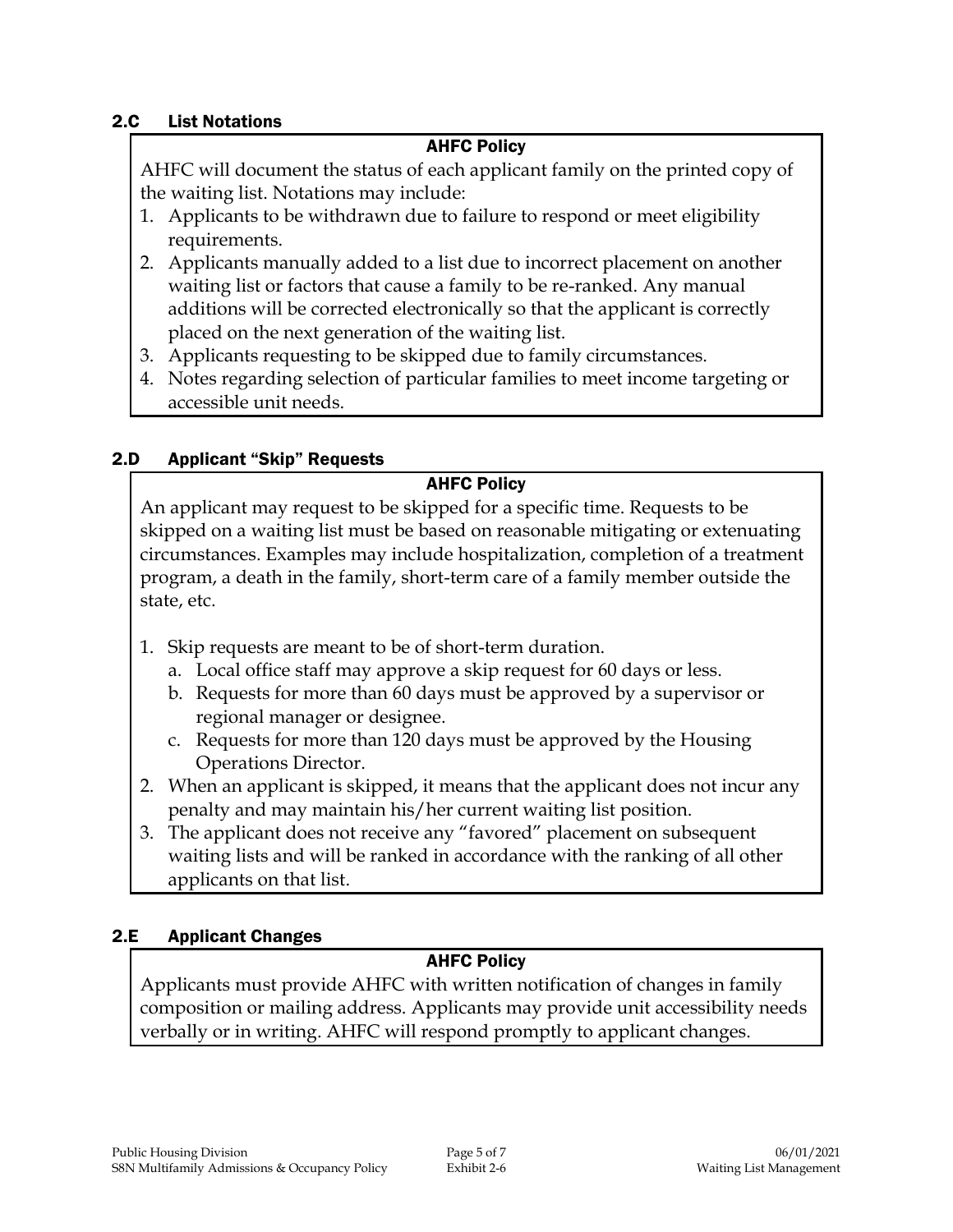### 2.C List Notations

**AHFC Policy**

AHFC will document the status of each applicant family on the printed copy of the waiting list. Notations may include:

1. Applicants to be withdrawn due to failure to respond or meet eligibility requirements.
2. Applicants manually added to a list due to incorrect placement on another waiting list or factors that cause a family to be re-ranked. Any manual additions will be corrected electronically so that the applicant is correctly placed on the next generation of the waiting list.
3. Applicants requesting to be skipped due to family circumstances.
4. Notes regarding selection of particular families to meet income targeting or accessible unit needs.

### 2.D Applicant "Skip" Requests

**AHFC Policy**

An applicant may request to be skipped for a specific time. Requests to be skipped on a waiting list must be based on reasonable mitigating or extenuating circumstances. Examples may include hospitalization, completion of a treatment program, a death in the family, short-term care of a family member outside the state, etc.

1. Skip requests are meant to be of short-term duration.
   a. Local office staff may approve a skip request for 60 days or less.
   b. Requests for more than 60 days must be approved by a supervisor or regional manager or designee.
   c. Requests for more than 120 days must be approved by the Housing Operations Director.
2. When an applicant is skipped, it means that the applicant does not incur any penalty and may maintain his/her current waiting list position.
3. The applicant does not receive any "favored" placement on subsequent waiting lists and will be ranked in accordance with the ranking of all other applicants on that list.

### 2.E Applicant Changes

**AHFC Policy**

Applicants must provide AHFC with written notification of changes in family composition or mailing address. Applicants may provide unit accessibility needs verbally or in writing. AHFC will respond promptly to applicant changes.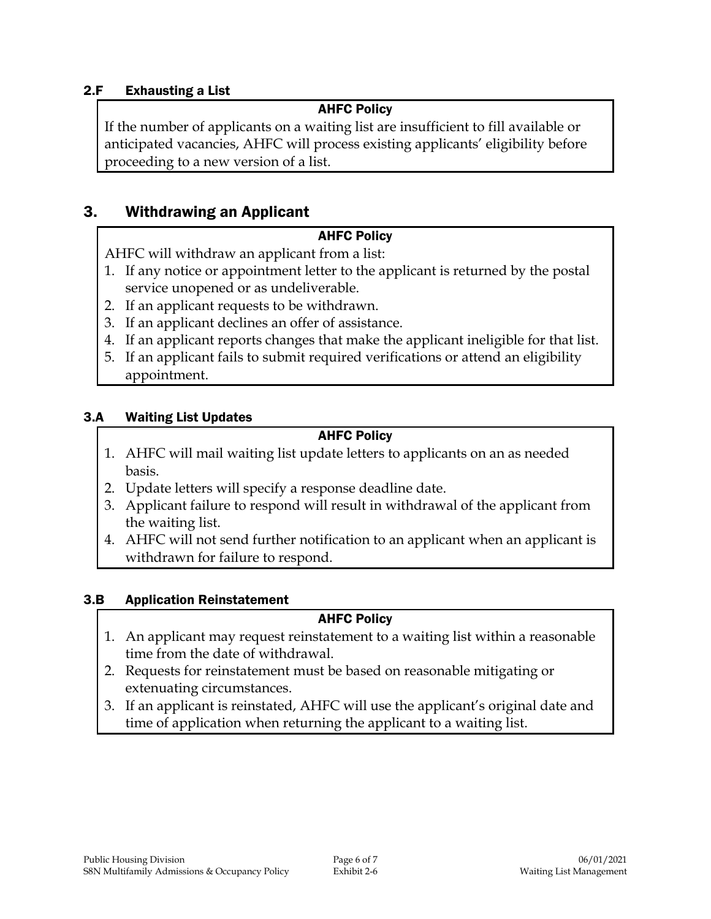### 2.F Exhausting a List

**AHFC Policy**

If the number of applicants on a waiting list are insufficient to fill available or anticipated vacancies, AHFC will process existing applicants' eligibility before proceeding to a new version of a list.

## 3. Withdrawing an Applicant

**AHFC Policy**

AHFC will withdraw an applicant from a list:

1. If any notice or appointment letter to the applicant is returned by the postal service unopened or as undeliverable.
2. If an applicant requests to be withdrawn.
3. If an applicant declines an offer of assistance.
4. If an applicant reports changes that make the applicant ineligible for that list.
5. If an applicant fails to submit required verifications or attend an eligibility appointment.

### 3.A Waiting List Updates

**AHFC Policy**

1. AHFC will mail waiting list update letters to applicants on an as needed basis.
2. Update letters will specify a response deadline date.
3. Applicant failure to respond will result in withdrawal of the applicant from the waiting list.
4. AHFC will not send further notification to an applicant when an applicant is withdrawn for failure to respond.

### 3.B Application Reinstatement

**AHFC Policy**

1. An applicant may request reinstatement to a waiting list within a reasonable time from the date of withdrawal.
2. Requests for reinstatement must be based on reasonable mitigating or extenuating circumstances.
3. If an applicant is reinstated, AHFC will use the applicant's original date and time of application when returning the applicant to a waiting list.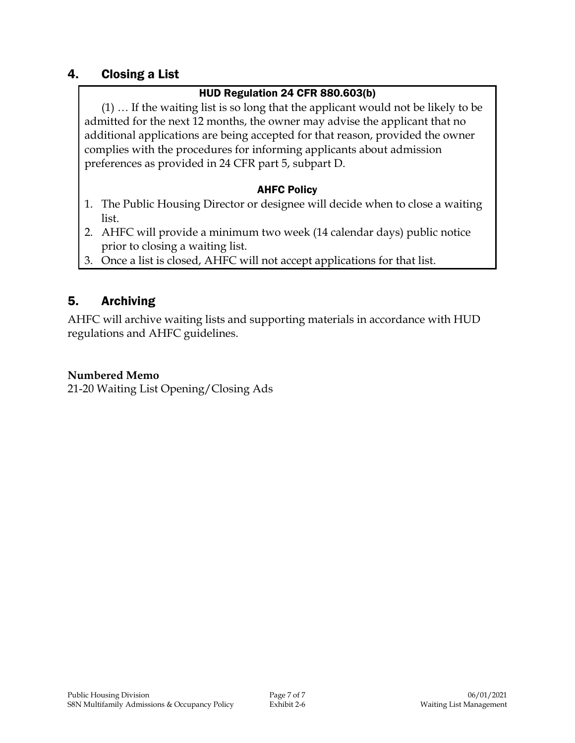## 4. Closing a List

**HUD Regulation 24 CFR 880.603(b)**

(1) … If the waiting list is so long that the applicant would not be likely to be admitted for the next 12 months, the owner may advise the applicant that no additional applications are being accepted for that reason, provided the owner complies with the procedures for informing applicants about admission preferences as provided in 24 CFR part 5, subpart D.

**AHFC Policy**

1. The Public Housing Director or designee will decide when to close a waiting list.
2. AHFC will provide a minimum two week (14 calendar days) public notice prior to closing a waiting list.
3. Once a list is closed, AHFC will not accept applications for that list.

## 5. Archiving

AHFC will archive waiting lists and supporting materials in accordance with HUD regulations and AHFC guidelines.

**Numbered Memo**

21-20 Waiting List Opening/Closing Ads